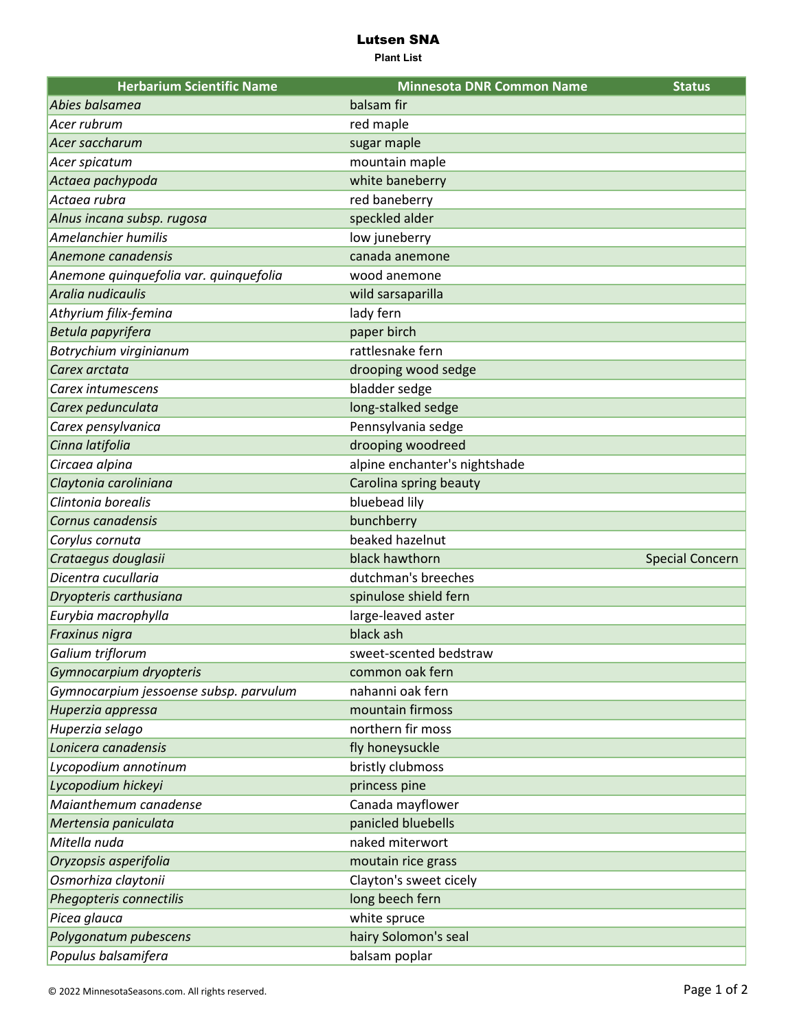# Lutsen SNA

**Plant List**

| Herbarium Scientific Name | Minnesota DNR Common Name | Status |
|---|---|---|
| *Abies balsamea* | balsam fir | |
| *Acer rubrum* | red maple | |
| *Acer saccharum* | sugar maple | |
| *Acer spicatum* | mountain maple | |
| *Actaea pachypoda* | white baneberry | |
| *Actaea rubra* | red baneberry | |
| *Alnus incana subsp. rugosa* | speckled alder | |
| *Amelanchier humilis* | low juneberry | |
| *Anemone canadensis* | canada anemone | |
| *Anemone quinquefolia var. quinquefolia* | wood anemone | |
| *Aralia nudicaulis* | wild sarsaparilla | |
| *Athyrium filix-femina* | lady fern | |
| *Betula papyrifera* | paper birch | |
| *Botrychium virginianum* | rattlesnake fern | |
| *Carex arctata* | drooping wood sedge | |
| *Carex intumescens* | bladder sedge | |
| *Carex pedunculata* | long-stalked sedge | |
| *Carex pensylvanica* | Pennsylvania sedge | |
| *Cinna latifolia* | drooping woodreed | |
| *Circaea alpina* | alpine enchanter's nightshade | |
| *Claytonia caroliniana* | Carolina spring beauty | |
| *Clintonia borealis* | bluebead lily | |
| *Cornus canadensis* | bunchberry | |
| *Corylus cornuta* | beaked hazelnut | |
| *Crataegus douglasii* | black hawthorn | Special Concern |
| *Dicentra cucullaria* | dutchman's breeches | |
| *Dryopteris carthusiana* | spinulose shield fern | |
| *Eurybia macrophylla* | large-leaved aster | |
| *Fraxinus nigra* | black ash | |
| *Galium triflorum* | sweet-scented bedstraw | |
| *Gymnocarpium dryopteris* | common oak fern | |
| *Gymnocarpium jessoense subsp. parvulum* | nahanni oak fern | |
| *Huperzia appressa* | mountain firmoss | |
| *Huperzia selago* | northern fir moss | |
| *Lonicera canadensis* | fly honeysuckle | |
| *Lycopodium annotinum* | bristly clubmoss | |
| *Lycopodium hickeyi* | princess pine | |
| *Maianthemum canadense* | Canada mayflower | |
| *Mertensia paniculata* | panicled bluebells | |
| *Mitella nuda* | naked miterwort | |
| *Oryzopsis asperifolia* | moutain rice grass | |
| *Osmorhiza claytonii* | Clayton's sweet cicely | |
| *Phegopteris connectilis* | long beech fern | |
| *Picea glauca* | white spruce | |
| *Polygonatum pubescens* | hairy Solomon's seal | |
| *Populus balsamifera* | balsam poplar | |

© 2022 MinnesotaSeasons.com. All rights reserved.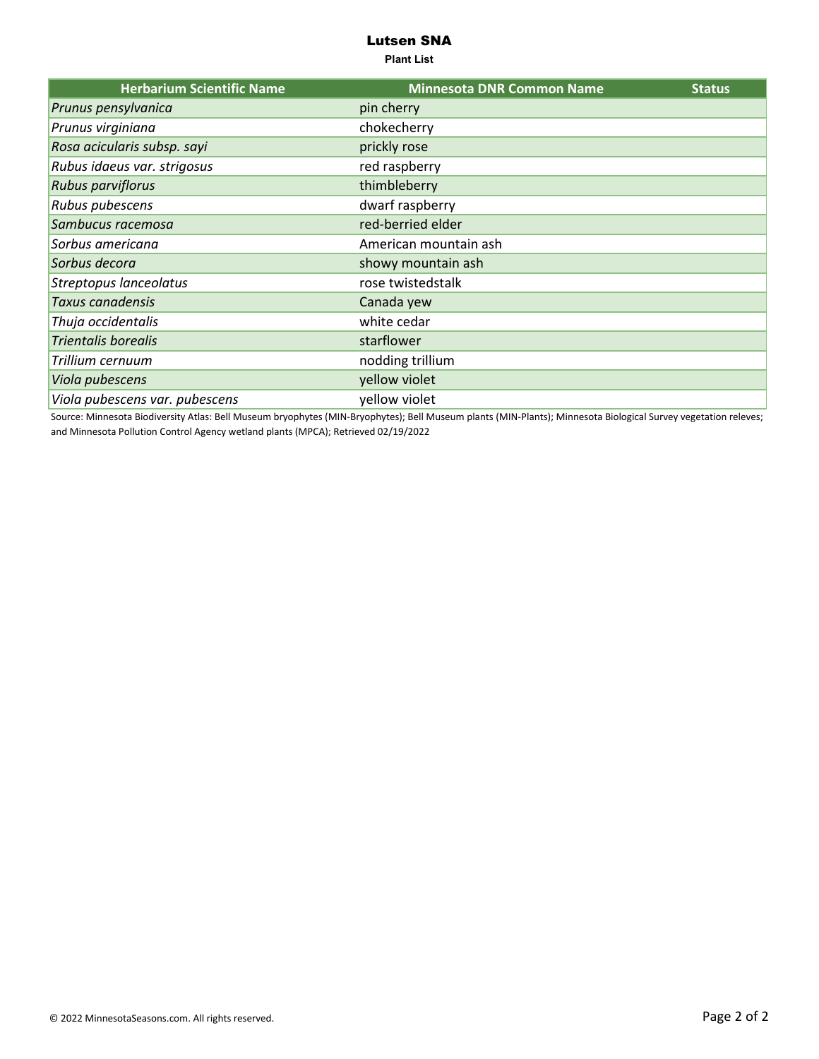# Lutsen SNA

**Plant List**

| Herbarium Scientific Name | Minnesota DNR Common Name | Status |
|---|---|---|
| *Prunus pensylvanica* | pin cherry | |
| *Prunus virginiana* | chokecherry | |
| *Rosa acicularis subsp. sayi* | prickly rose | |
| *Rubus idaeus var. strigosus* | red raspberry | |
| *Rubus parviflorus* | thimbleberry | |
| *Rubus pubescens* | dwarf raspberry | |
| *Sambucus racemosa* | red-berried elder | |
| *Sorbus americana* | American mountain ash | |
| *Sorbus decora* | showy mountain ash | |
| *Streptopus lanceolatus* | rose twistedstalk | |
| *Taxus canadensis* | Canada yew | |
| *Thuja occidentalis* | white cedar | |
| *Trientalis borealis* | starflower | |
| *Trillium cernuum* | nodding trillium | |
| *Viola pubescens* | yellow violet | |
| *Viola pubescens var. pubescens* | yellow violet | |

Source: Minnesota Biodiversity Atlas: Bell Museum bryophytes (MIN-Bryophytes); Bell Museum plants (MIN-Plants); Minnesota Biological Survey vegetation releves; and Minnesota Pollution Control Agency wetland plants (MPCA); Retrieved 02/19/2022

© 2022 MinnesotaSeasons.com. All rights reserved.